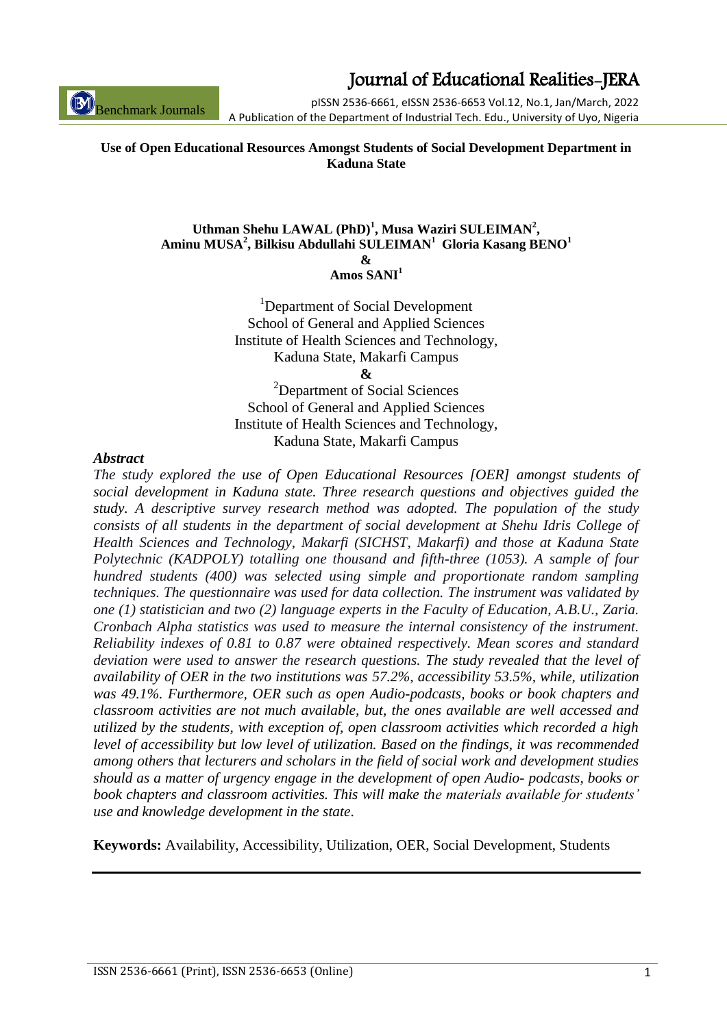# Use of Open Educational Resources Amongst Students of Social Development Department in Kaduna State

**Uthman Shehu LAWAL (PhD)[1], Musa Waziri SULEIMAN[2], Aminu MUSA[2], Bilkisu Abdullahi SULEIMAN[1] Gloria Kasang BENO[1] & Amos SANI[1]**

[1]Department of Social Development
School of General and Applied Sciences
Institute of Health Sciences and Technology,
Kaduna State, Makarfi Campus

&

[2]Department of Social Sciences
School of General and Applied Sciences
Institute of Health Sciences and Technology,
Kaduna State, Makarfi Campus

### *Abstract*

*The study explored the use of Open Educational Resources [OER] amongst students of social development in Kaduna state. Three research questions and objectives guided the study. A descriptive survey research method was adopted. The population of the study consists of all students in the department of social development at Shehu Idris College of Health Sciences and Technology, Makarfi (SICHST, Makarfi) and those at Kaduna State Polytechnic (KADPOLY) totalling one thousand and fifth-three (1053). A sample of four hundred students (400) was selected using simple and proportionate random sampling techniques. The questionnaire was used for data collection. The instrument was validated by one (1) statistician and two (2) language experts in the Faculty of Education, A.B.U., Zaria. Cronbach Alpha statistics was used to measure the internal consistency of the instrument. Reliability indexes of 0.81 to 0.87 were obtained respectively. Mean scores and standard deviation were used to answer the research questions. The study revealed that the level of availability of OER in the two institutions was 57.2%, accessibility 53.5%, while, utilization was 49.1%. Furthermore, OER such as open Audio-podcasts, books or book chapters and classroom activities are not much available, but, the ones available are well accessed and utilized by the students, with exception of, open classroom activities which recorded a high level of accessibility but low level of utilization. Based on the findings, it was recommended among others that lecturers and scholars in the field of social work and development studies should as a matter of urgency engage in the development of open Audio- podcasts, books or book chapters and classroom activities. This will make the materials available for students' use and knowledge development in the state.*

**Keywords:** Availability, Accessibility, Utilization, OER, Social Development, Students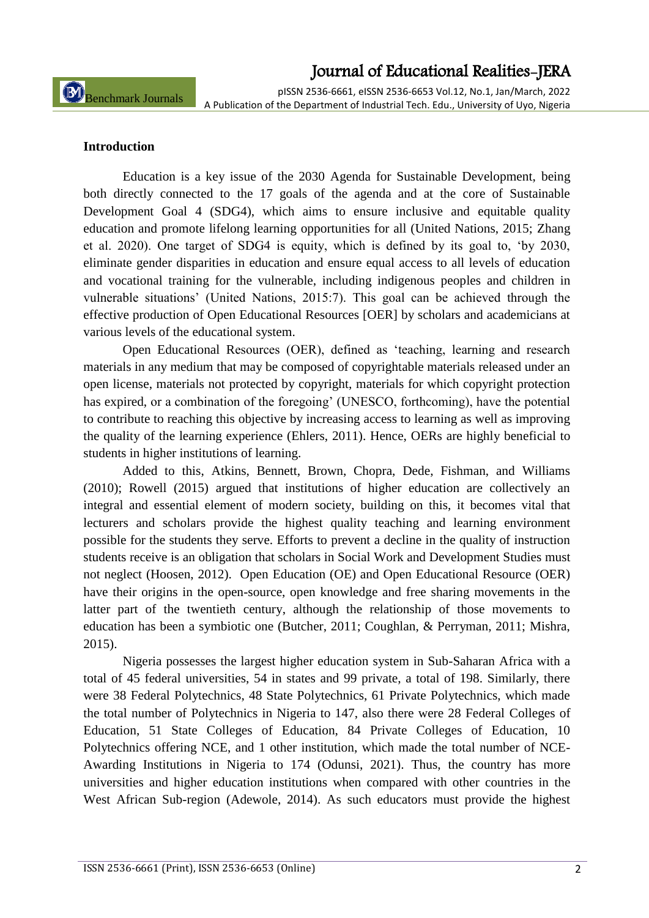**Introduction**

Education is a key issue of the 2030 Agenda for Sustainable Development, being both directly connected to the 17 goals of the agenda and at the core of Sustainable Development Goal 4 (SDG4), which aims to ensure inclusive and equitable quality education and promote lifelong learning opportunities for all (United Nations, 2015; Zhang et al. 2020). One target of SDG4 is equity, which is defined by its goal to, 'by 2030, eliminate gender disparities in education and ensure equal access to all levels of education and vocational training for the vulnerable, including indigenous peoples and children in vulnerable situations' (United Nations, 2015:7). This goal can be achieved through the effective production of Open Educational Resources [OER] by scholars and academicians at various levels of the educational system.

Open Educational Resources (OER), defined as 'teaching, learning and research materials in any medium that may be composed of copyrightable materials released under an open license, materials not protected by copyright, materials for which copyright protection has expired, or a combination of the foregoing' (UNESCO, forthcoming), have the potential to contribute to reaching this objective by increasing access to learning as well as improving the quality of the learning experience (Ehlers, 2011). Hence, OERs are highly beneficial to students in higher institutions of learning.

Added to this, Atkins, Bennett, Brown, Chopra, Dede, Fishman, and Williams (2010); Rowell (2015) argued that institutions of higher education are collectively an integral and essential element of modern society, building on this, it becomes vital that lecturers and scholars provide the highest quality teaching and learning environment possible for the students they serve. Efforts to prevent a decline in the quality of instruction students receive is an obligation that scholars in Social Work and Development Studies must not neglect (Hoosen, 2012). Open Education (OE) and Open Educational Resource (OER) have their origins in the open-source, open knowledge and free sharing movements in the latter part of the twentieth century, although the relationship of those movements to education has been a symbiotic one (Butcher, 2011; Coughlan, & Perryman, 2011; Mishra, 2015).

Nigeria possesses the largest higher education system in Sub-Saharan Africa with a total of 45 federal universities, 54 in states and 99 private, a total of 198. Similarly, there were 38 Federal Polytechnics, 48 State Polytechnics, 61 Private Polytechnics, which made the total number of Polytechnics in Nigeria to 147, also there were 28 Federal Colleges of Education, 51 State Colleges of Education, 84 Private Colleges of Education, 10 Polytechnics offering NCE, and 1 other institution, which made the total number of NCE-Awarding Institutions in Nigeria to 174 (Odunsi, 2021). Thus, the country has more universities and higher education institutions when compared with other countries in the West African Sub-region (Adewole, 2014). As such educators must provide the highest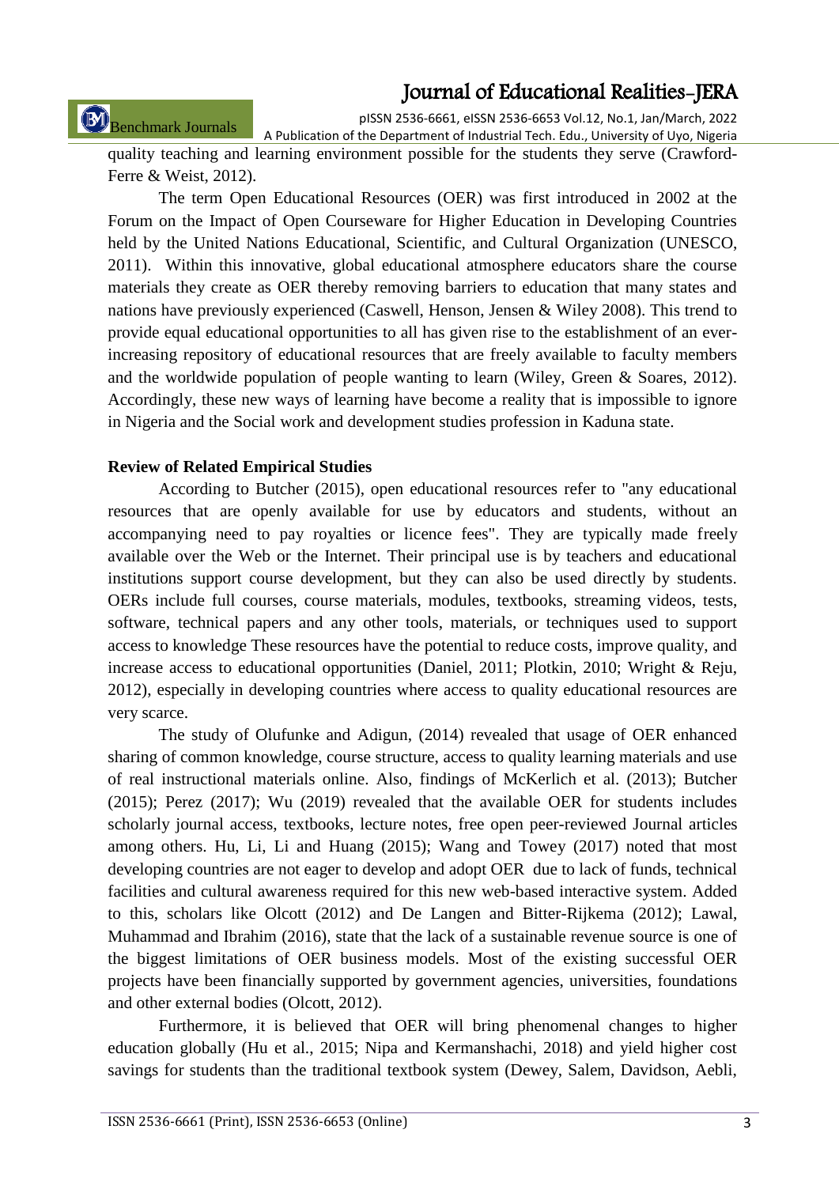quality teaching and learning environment possible for the students they serve (Crawford-Ferre & Weist, 2012).

The term Open Educational Resources (OER) was first introduced in 2002 at the Forum on the Impact of Open Courseware for Higher Education in Developing Countries held by the United Nations Educational, Scientific, and Cultural Organization (UNESCO, 2011). Within this innovative, global educational atmosphere educators share the course materials they create as OER thereby removing barriers to education that many states and nations have previously experienced (Caswell, Henson, Jensen & Wiley 2008). This trend to provide equal educational opportunities to all has given rise to the establishment of an ever-increasing repository of educational resources that are freely available to faculty members and the worldwide population of people wanting to learn (Wiley, Green & Soares, 2012). Accordingly, these new ways of learning have become a reality that is impossible to ignore in Nigeria and the Social work and development studies profession in Kaduna state.

**Review of Related Empirical Studies**

According to Butcher (2015), open educational resources refer to "any educational resources that are openly available for use by educators and students, without an accompanying need to pay royalties or licence fees". They are typically made freely available over the Web or the Internet. Their principal use is by teachers and educational institutions support course development, but they can also be used directly by students. OERs include full courses, course materials, modules, textbooks, streaming videos, tests, software, technical papers and any other tools, materials, or techniques used to support access to knowledge These resources have the potential to reduce costs, improve quality, and increase access to educational opportunities (Daniel, 2011; Plotkin, 2010; Wright & Reju, 2012), especially in developing countries where access to quality educational resources are very scarce.

The study of Olufunke and Adigun, (2014) revealed that usage of OER enhanced sharing of common knowledge, course structure, access to quality learning materials and use of real instructional materials online. Also, findings of McKerlich et al. (2013); Butcher (2015); Perez (2017); Wu (2019) revealed that the available OER for students includes scholarly journal access, textbooks, lecture notes, free open peer-reviewed Journal articles among others. Hu, Li, Li and Huang (2015); Wang and Towey (2017) noted that most developing countries are not eager to develop and adopt OER due to lack of funds, technical facilities and cultural awareness required for this new web-based interactive system. Added to this, scholars like Olcott (2012) and De Langen and Bitter-Rijkema (2012); Lawal, Muhammad and Ibrahim (2016), state that the lack of a sustainable revenue source is one of the biggest limitations of OER business models. Most of the existing successful OER projects have been financially supported by government agencies, universities, foundations and other external bodies (Olcott, 2012).

Furthermore, it is believed that OER will bring phenomenal changes to higher education globally (Hu et al., 2015; Nipa and Kermanshachi, 2018) and yield higher cost savings for students than the traditional textbook system (Dewey, Salem, Davidson, Aebli,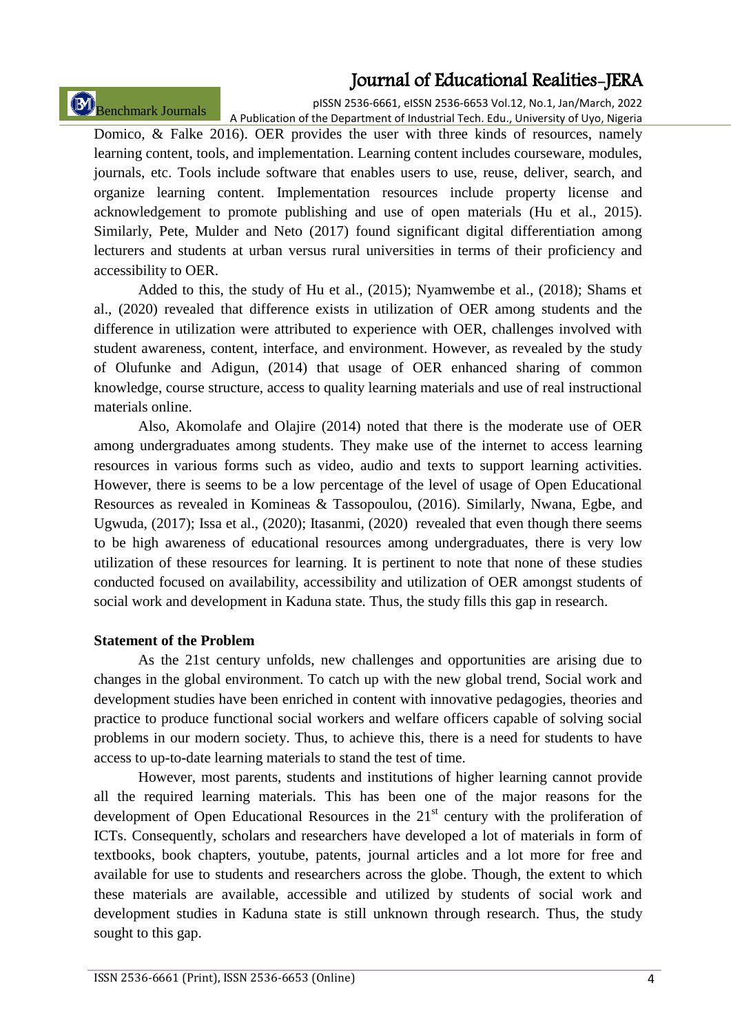Domico, & Falke 2016). OER provides the user with three kinds of resources, namely learning content, tools, and implementation. Learning content includes courseware, modules, journals, etc. Tools include software that enables users to use, reuse, deliver, search, and organize learning content. Implementation resources include property license and acknowledgement to promote publishing and use of open materials (Hu et al., 2015). Similarly, Pete, Mulder and Neto (2017) found significant digital differentiation among lecturers and students at urban versus rural universities in terms of their proficiency and accessibility to OER.

Added to this, the study of Hu et al., (2015); Nyamwembe et al., (2018); Shams et al., (2020) revealed that difference exists in utilization of OER among students and the difference in utilization were attributed to experience with OER, challenges involved with student awareness, content, interface, and environment. However, as revealed by the study of Olufunke and Adigun, (2014) that usage of OER enhanced sharing of common knowledge, course structure, access to quality learning materials and use of real instructional materials online.

Also, Akomolafe and Olajire (2014) noted that there is the moderate use of OER among undergraduates among students. They make use of the internet to access learning resources in various forms such as video, audio and texts to support learning activities. However, there is seems to be a low percentage of the level of usage of Open Educational Resources as revealed in Komineas & Tassopoulou, (2016). Similarly, Nwana, Egbe, and Ugwuda, (2017); Issa et al., (2020); Itasanmi, (2020) revealed that even though there seems to be high awareness of educational resources among undergraduates, there is very low utilization of these resources for learning. It is pertinent to note that none of these studies conducted focused on availability, accessibility and utilization of OER amongst students of social work and development in Kaduna state. Thus, the study fills this gap in research.

**Statement of the Problem**

As the 21st century unfolds, new challenges and opportunities are arising due to changes in the global environment. To catch up with the new global trend, Social work and development studies have been enriched in content with innovative pedagogies, theories and practice to produce functional social workers and welfare officers capable of solving social problems in our modern society. Thus, to achieve this, there is a need for students to have access to up-to-date learning materials to stand the test of time.

However, most parents, students and institutions of higher learning cannot provide all the required learning materials. This has been one of the major reasons for the development of Open Educational Resources in the 21st century with the proliferation of ICTs. Consequently, scholars and researchers have developed a lot of materials in form of textbooks, book chapters, youtube, patents, journal articles and a lot more for free and available for use to students and researchers across the globe. Though, the extent to which these materials are available, accessible and utilized by students of social work and development studies in Kaduna state is still unknown through research. Thus, the study sought to this gap.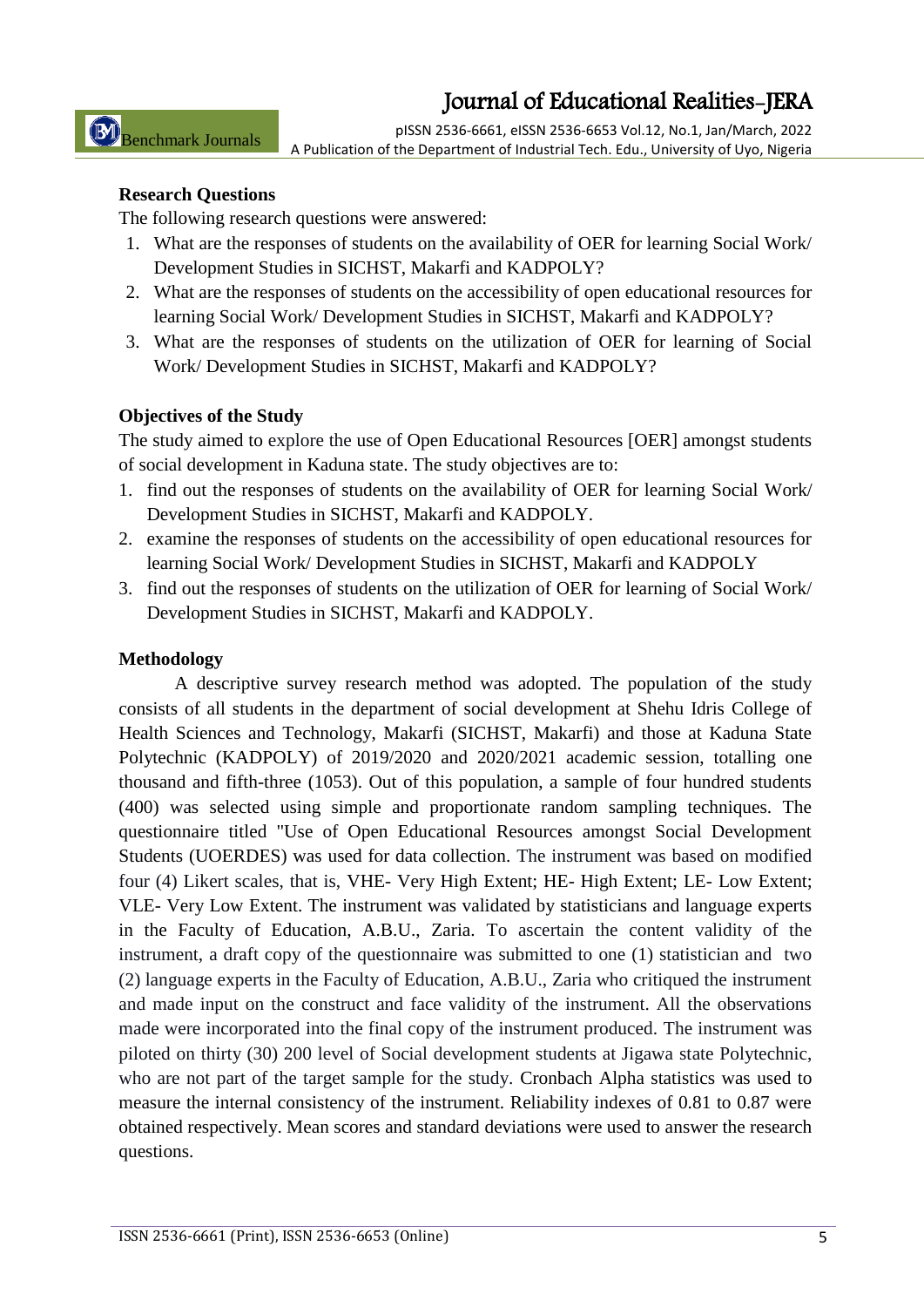**Research Questions**

The following research questions were answered:

1. What are the responses of students on the availability of OER for learning Social Work/ Development Studies in SICHST, Makarfi and KADPOLY?
2. What are the responses of students on the accessibility of open educational resources for learning Social Work/ Development Studies in SICHST, Makarfi and KADPOLY?
3. What are the responses of students on the utilization of OER for learning of Social Work/ Development Studies in SICHST, Makarfi and KADPOLY?

**Objectives of the Study**

The study aimed to explore the use of Open Educational Resources [OER] amongst students of social development in Kaduna state. The study objectives are to:

1. find out the responses of students on the availability of OER for learning Social Work/ Development Studies in SICHST, Makarfi and KADPOLY.
2. examine the responses of students on the accessibility of open educational resources for learning Social Work/ Development Studies in SICHST, Makarfi and KADPOLY
3. find out the responses of students on the utilization of OER for learning of Social Work/ Development Studies in SICHST, Makarfi and KADPOLY.

**Methodology**

A descriptive survey research method was adopted. The population of the study consists of all students in the department of social development at Shehu Idris College of Health Sciences and Technology, Makarfi (SICHST, Makarfi) and those at Kaduna State Polytechnic (KADPOLY) of 2019/2020 and 2020/2021 academic session, totalling one thousand and fifth-three (1053). Out of this population, a sample of four hundred students (400) was selected using simple and proportionate random sampling techniques. The questionnaire titled "Use of Open Educational Resources amongst Social Development Students (UOERDES) was used for data collection. The instrument was based on modified four (4) Likert scales, that is, VHE- Very High Extent; HE- High Extent; LE- Low Extent; VLE- Very Low Extent. The instrument was validated by statisticians and language experts in the Faculty of Education, A.B.U., Zaria. To ascertain the content validity of the instrument, a draft copy of the questionnaire was submitted to one (1) statistician and two (2) language experts in the Faculty of Education, A.B.U., Zaria who critiqued the instrument and made input on the construct and face validity of the instrument. All the observations made were incorporated into the final copy of the instrument produced. The instrument was piloted on thirty (30) 200 level of Social development students at Jigawa state Polytechnic, who are not part of the target sample for the study. Cronbach Alpha statistics was used to measure the internal consistency of the instrument. Reliability indexes of 0.81 to 0.87 were obtained respectively. Mean scores and standard deviations were used to answer the research questions.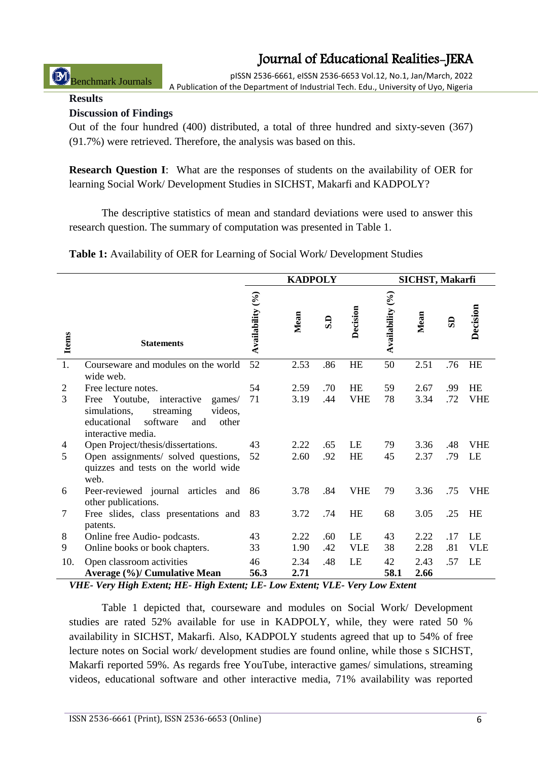**Results**

**Discussion of Findings**

Out of the four hundred (400) distributed, a total of three hundred and sixty-seven (367) (91.7%) were retrieved. Therefore, the analysis was based on this.

**Research Question I**: What are the responses of students on the availability of OER for learning Social Work/ Development Studies in SICHST, Makarfi and KADPOLY?

The descriptive statistics of mean and standard deviations were used to answer this research question. The summary of computation was presented in Table 1.

**Table 1:** Availability of OER for Learning of Social Work/ Development Studies

| | | KADPOLY | | | | SICHST, Makarfi | | | |
|---|---|---|---|---|---|---|---|---|---|
| Items | Statements | Availability (%) | Mean | S.D | Decision | Availability (%) | Mean | SD | Decision |
| 1. | Courseware and modules on the world wide web. | 52 | 2.53 | .86 | HE | 50 | 2.51 | .76 | HE |
| 2 | Free lecture notes. | 54 | 2.59 | .70 | HE | 59 | 2.67 | .99 | HE |
| 3 | Free Youtube, interactive games/ simulations, streaming videos, educational software and other interactive media. | 71 | 3.19 | .44 | VHE | 78 | 3.34 | .72 | VHE |
| 4 | Open Project/thesis/dissertations. | 43 | 2.22 | .65 | LE | 79 | 3.36 | .48 | VHE |
| 5 | Open assignments/ solved questions, quizzes and tests on the world wide web. | 52 | 2.60 | .92 | HE | 45 | 2.37 | .79 | LE |
| 6 | Peer-reviewed journal articles and other publications. | 86 | 3.78 | .84 | VHE | 79 | 3.36 | .75 | VHE |
| 7 | Free slides, class presentations and patents. | 83 | 3.72 | .74 | HE | 68 | 3.05 | .25 | HE |
| 8 | Online free Audio- podcasts. | 43 | 2.22 | .60 | LE | 43 | 2.22 | .17 | LE |
| 9 | Online books or book chapters. | 33 | 1.90 | .42 | VLE | 38 | 2.28 | .81 | VLE |
| 10. | Open classroom activities | 46 | 2.34 | .48 | LE | 42 | 2.43 | .57 | LE |
| | **Average (%)/ Cumulative Mean** | **56.3** | **2.71** | | | **58.1** | **2.66** | | |

*VHE- Very High Extent; HE- High Extent; LE- Low Extent; VLE- Very Low Extent*

Table 1 depicted that, courseware and modules on Social Work/ Development studies are rated 52% available for use in KADPOLY, while, they were rated 50 % availability in SICHST, Makarfi. Also, KADPOLY students agreed that up to 54% of free lecture notes on Social work/ development studies are found online, while those s SICHST, Makarfi reported 59%. As regards free YouTube, interactive games/ simulations, streaming videos, educational software and other interactive media, 71% availability was reported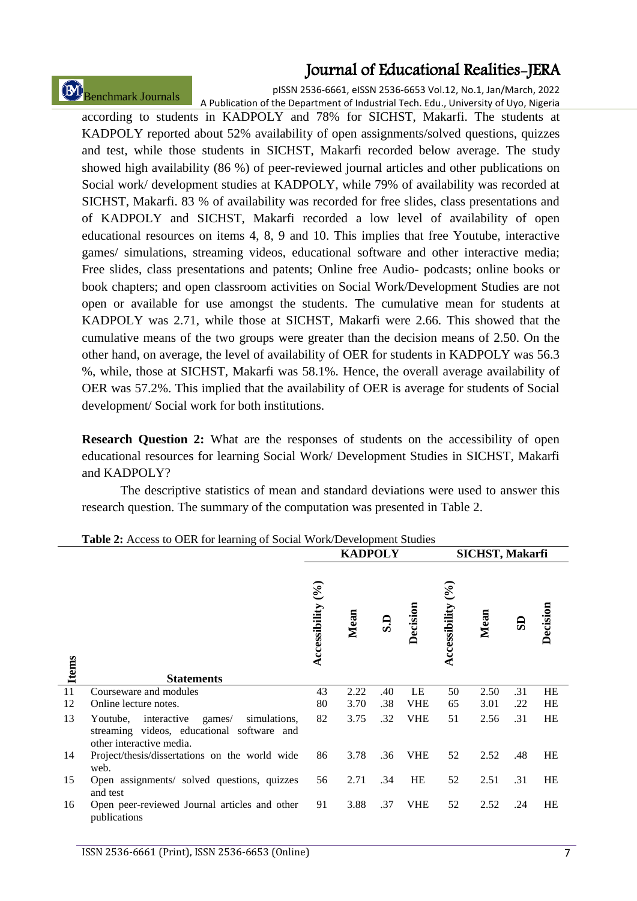according to students in KADPOLY and 78% for SICHST, Makarfi. The students at KADPOLY reported about 52% availability of open assignments/solved questions, quizzes and test, while those students in SICHST, Makarfi recorded below average. The study showed high availability (86 %) of peer-reviewed journal articles and other publications on Social work/ development studies at KADPOLY, while 79% of availability was recorded at SICHST, Makarfi. 83 % of availability was recorded for free slides, class presentations and of KADPOLY and SICHST, Makarfi recorded a low level of availability of open educational resources on items 4, 8, 9 and 10. This implies that free Youtube, interactive games/ simulations, streaming videos, educational software and other interactive media; Free slides, class presentations and patents; Online free Audio- podcasts; online books or book chapters; and open classroom activities on Social Work/Development Studies are not open or available for use amongst the students. The cumulative mean for students at KADPOLY was 2.71, while those at SICHST, Makarfi were 2.66. This showed that the cumulative means of the two groups were greater than the decision means of 2.50. On the other hand, on average, the level of availability of OER for students in KADPOLY was 56.3 %, while, those at SICHST, Makarfi was 58.1%. Hence, the overall average availability of OER was 57.2%. This implied that the availability of OER is average for students of Social development/ Social work for both institutions.

**Research Question 2:** What are the responses of students on the accessibility of open educational resources for learning Social Work/ Development Studies in SICHST, Makarfi and KADPOLY?

The descriptive statistics of mean and standard deviations were used to answer this research question. The summary of the computation was presented in Table 2.

**Table 2:** Access to OER for learning of Social Work/Development Studies

| | | KADPOLY | | | | SICHST, Makarfi | | | |
|---|---|---|---|---|---|---|---|---|---|
| Items | Statements | Accessibility (%) | Mean | S.D | Decision | Accessibility (%) | Mean | SD | Decision |
| 11 | Courseware and modules | 43 | 2.22 | .40 | LE | 50 | 2.50 | .31 | HE |
| 12 | Online lecture notes. | 80 | 3.70 | .38 | VHE | 65 | 3.01 | .22 | HE |
| 13 | Youtube, interactive games/ simulations, streaming videos, educational software and other interactive media. | 82 | 3.75 | .32 | VHE | 51 | 2.56 | .31 | HE |
| 14 | Project/thesis/dissertations on the world wide web. | 86 | 3.78 | .36 | VHE | 52 | 2.52 | .48 | HE |
| 15 | Open assignments/ solved questions, quizzes and test | 56 | 2.71 | .34 | HE | 52 | 2.51 | .31 | HE |
| 16 | Open peer-reviewed Journal articles and other publications | 91 | 3.88 | .37 | VHE | 52 | 2.52 | .24 | HE |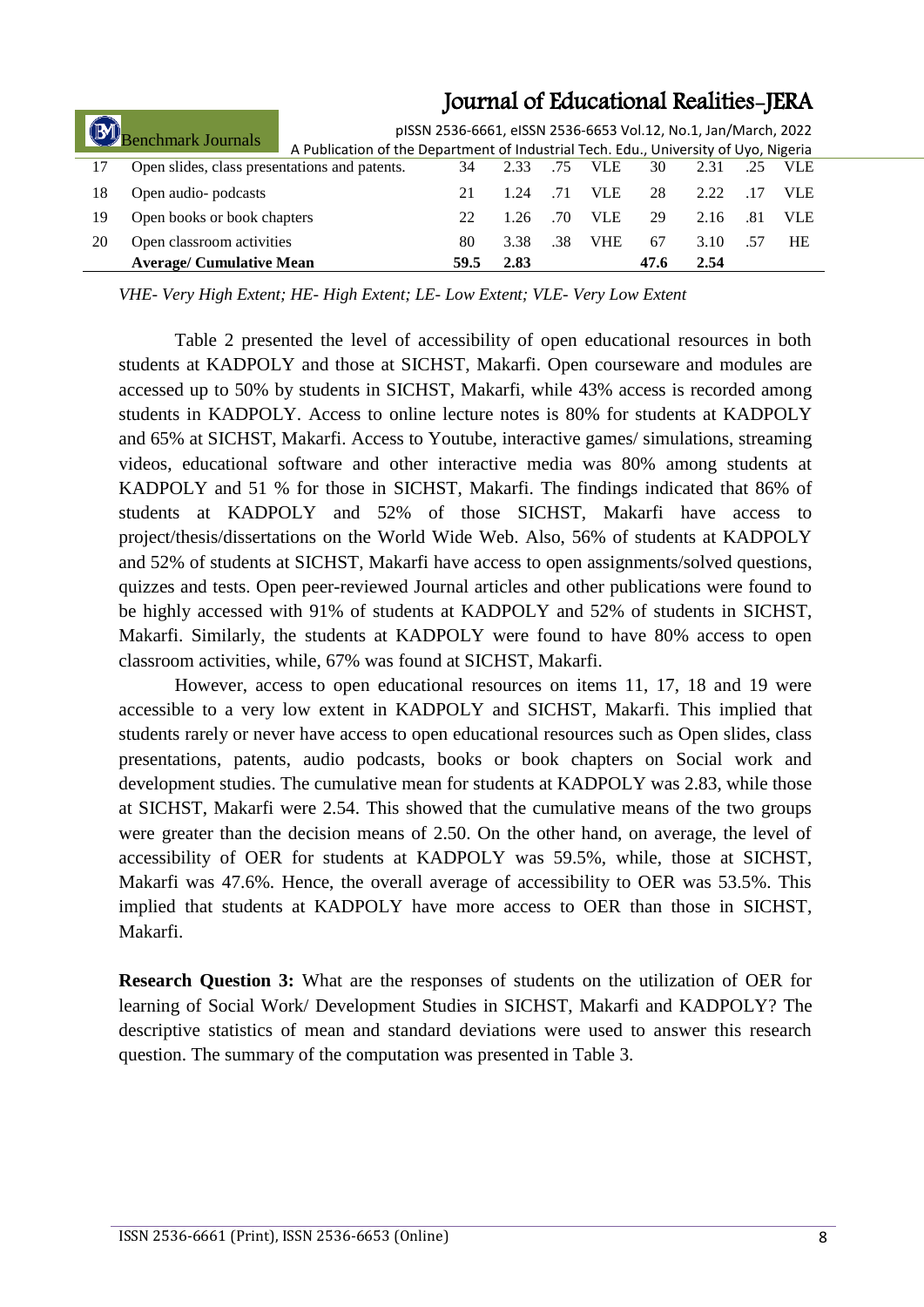| 17 | Open slides, class presentations and patents. | 34 | 2.33 | .75 | VLE | 30 | 2.31 | .25 | VLE |
|---|---|---|---|---|---|---|---|---|---|
| 18 | Open audio- podcasts | 21 | 1.24 | .71 | VLE | 28 | 2.22 | .17 | VLE |
| 19 | Open books or book chapters | 22 | 1.26 | .70 | VLE | 29 | 2.16 | .81 | VLE |
| 20 | Open classroom activities | 80 | 3.38 | .38 | VHE | 67 | 3.10 | .57 | HE |
| | **Average/ Cumulative Mean** | **59.5** | **2.83** | | | **47.6** | **2.54** | | |

*VHE- Very High Extent; HE- High Extent; LE- Low Extent; VLE- Very Low Extent*

Table 2 presented the level of accessibility of open educational resources in both students at KADPOLY and those at SICHST, Makarfi. Open courseware and modules are accessed up to 50% by students in SICHST, Makarfi, while 43% access is recorded among students in KADPOLY. Access to online lecture notes is 80% for students at KADPOLY and 65% at SICHST, Makarfi. Access to Youtube, interactive games/ simulations, streaming videos, educational software and other interactive media was 80% among students at KADPOLY and 51 % for those in SICHST, Makarfi. The findings indicated that 86% of students at KADPOLY and 52% of those SICHST, Makarfi have access to project/thesis/dissertations on the World Wide Web. Also, 56% of students at KADPOLY and 52% of students at SICHST, Makarfi have access to open assignments/solved questions, quizzes and tests. Open peer-reviewed Journal articles and other publications were found to be highly accessed with 91% of students at KADPOLY and 52% of students in SICHST, Makarfi. Similarly, the students at KADPOLY were found to have 80% access to open classroom activities, while, 67% was found at SICHST, Makarfi.

However, access to open educational resources on items 11, 17, 18 and 19 were accessible to a very low extent in KADPOLY and SICHST, Makarfi. This implied that students rarely or never have access to open educational resources such as Open slides, class presentations, patents, audio podcasts, books or book chapters on Social work and development studies. The cumulative mean for students at KADPOLY was 2.83, while those at SICHST, Makarfi were 2.54. This showed that the cumulative means of the two groups were greater than the decision means of 2.50. On the other hand, on average, the level of accessibility of OER for students at KADPOLY was 59.5%, while, those at SICHST, Makarfi was 47.6%. Hence, the overall average of accessibility to OER was 53.5%. This implied that students at KADPOLY have more access to OER than those in SICHST, Makarfi.

**Research Question 3:** What are the responses of students on the utilization of OER for learning of Social Work/ Development Studies in SICHST, Makarfi and KADPOLY? The descriptive statistics of mean and standard deviations were used to answer this research question. The summary of the computation was presented in Table 3.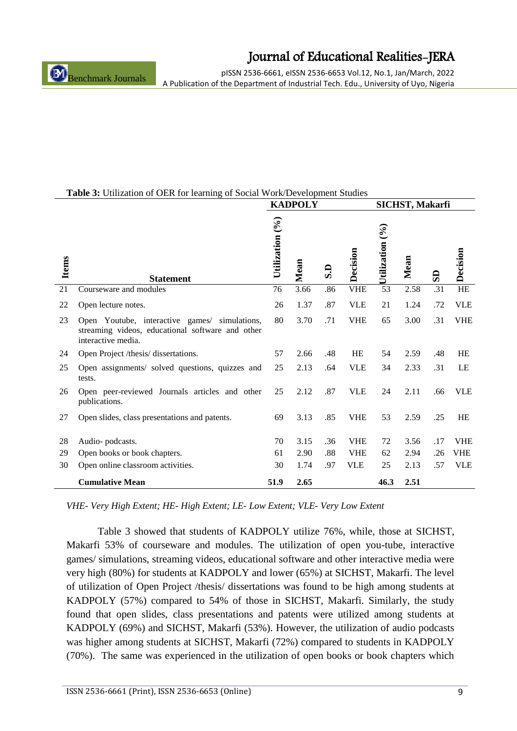**Table 3:** Utilization of OER for learning of Social Work/Development Studies

| Items | Statement | KADPOLY | | | | SICHST, Makarfi | | | |
|---|---|---|---|---|---|---|---|---|---|
| | | Utilization (%) | Mean | S.D | Decision | Utilization (%) | Mean | SD | Decision |
| 21 | Courseware and modules | 76 | 3.66 | .86 | VHE | 53 | 2.58 | .31 | HE |
| 22 | Open lecture notes. | 26 | 1.37 | .87 | VLE | 21 | 1.24 | .72 | VLE |
| 23 | Open Youtube, interactive games/ simulations, streaming videos, educational software and other interactive media. | 80 | 3.70 | .71 | VHE | 65 | 3.00 | .31 | VHE |
| 24 | Open Project /thesis/ dissertations. | 57 | 2.66 | .48 | HE | 54 | 2.59 | .48 | HE |
| 25 | Open assignments/ solved questions, quizzes and tests. | 25 | 2.13 | .64 | VLE | 34 | 2.33 | .31 | LE |
| 26 | Open peer-reviewed Journals articles and other publications. | 25 | 2.12 | .87 | VLE | 24 | 2.11 | .66 | VLE |
| 27 | Open slides, class presentations and patents. | 69 | 3.13 | .85 | VHE | 53 | 2.59 | .25 | HE |
| 28 | Audio- podcasts. | 70 | 3.15 | .36 | VHE | 72 | 3.56 | .17 | VHE |
| 29 | Open books or book chapters. | 61 | 2.90 | .88 | VHE | 62 | 2.94 | .26 | VHE |
| 30 | Open online classroom activities. | 30 | 1.74 | .97 | VLE | 25 | 2.13 | .57 | VLE |
| | **Cumulative Mean** | **51.9** | **2.65** | | | **46.3** | **2.51** | | |

*VHE- Very High Extent; HE- High Extent; LE- Low Extent; VLE- Very Low Extent*

Table 3 showed that students of KADPOLY utilize 76%, while, those at SICHST, Makarfi 53% of courseware and modules. The utilization of open you-tube, interactive games/ simulations, streaming videos, educational software and other interactive media were very high (80%) for students at KADPOLY and lower (65%) at SICHST, Makarfi. The level of utilization of Open Project /thesis/ dissertations was found to be high among students at KADPOLY (57%) compared to 54% of those in SICHST, Makarfi. Similarly, the study found that open slides, class presentations and patents were utilized among students at KADPOLY (69%) and SICHST, Makarfi (53%). However, the utilization of audio podcasts was higher among students at SICHST, Makarfi (72%) compared to students in KADPOLY (70%). The same was experienced in the utilization of open books or book chapters which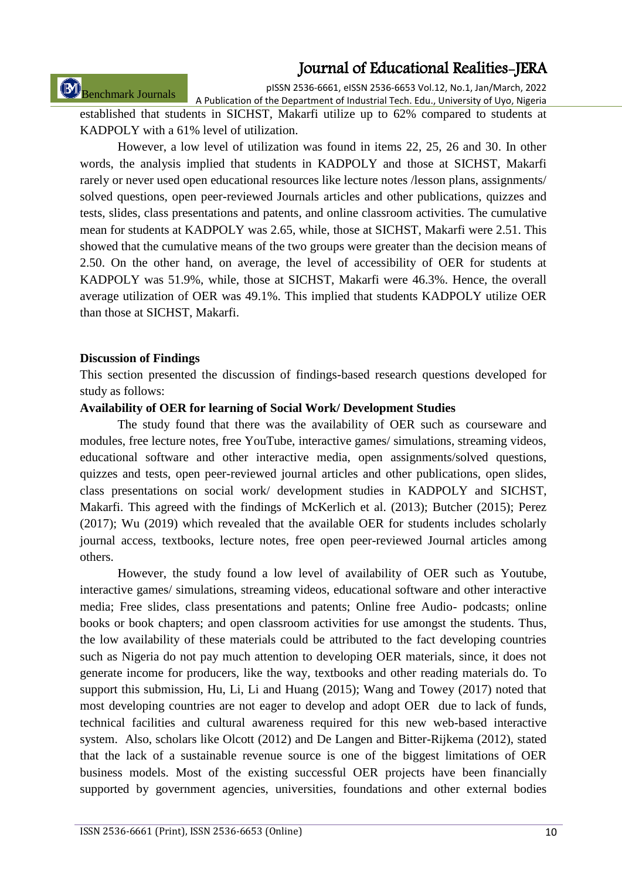established that students in SICHST, Makarfi utilize up to 62% compared to students at KADPOLY with a 61% level of utilization.

However, a low level of utilization was found in items 22, 25, 26 and 30. In other words, the analysis implied that students in KADPOLY and those at SICHST, Makarfi rarely or never used open educational resources like lecture notes /lesson plans, assignments/ solved questions, open peer-reviewed Journals articles and other publications, quizzes and tests, slides, class presentations and patents, and online classroom activities. The cumulative mean for students at KADPOLY was 2.65, while, those at SICHST, Makarfi were 2.51. This showed that the cumulative means of the two groups were greater than the decision means of 2.50. On the other hand, on average, the level of accessibility of OER for students at KADPOLY was 51.9%, while, those at SICHST, Makarfi were 46.3%. Hence, the overall average utilization of OER was 49.1%. This implied that students KADPOLY utilize OER than those at SICHST, Makarfi.

## Discussion of Findings

This section presented the discussion of findings-based research questions developed for study as follows:

### Availability of OER for learning of Social Work/ Development Studies

The study found that there was the availability of OER such as courseware and modules, free lecture notes, free YouTube, interactive games/ simulations, streaming videos, educational software and other interactive media, open assignments/solved questions, quizzes and tests, open peer-reviewed journal articles and other publications, open slides, class presentations on social work/ development studies in KADPOLY and SICHST, Makarfi. This agreed with the findings of McKerlich et al. (2013); Butcher (2015); Perez (2017); Wu (2019) which revealed that the available OER for students includes scholarly journal access, textbooks, lecture notes, free open peer-reviewed Journal articles among others.

However, the study found a low level of availability of OER such as Youtube, interactive games/ simulations, streaming videos, educational software and other interactive media; Free slides, class presentations and patents; Online free Audio- podcasts; online books or book chapters; and open classroom activities for use amongst the students. Thus, the low availability of these materials could be attributed to the fact developing countries such as Nigeria do not pay much attention to developing OER materials, since, it does not generate income for producers, like the way, textbooks and other reading materials do. To support this submission, Hu, Li, Li and Huang (2015); Wang and Towey (2017) noted that most developing countries are not eager to develop and adopt OER due to lack of funds, technical facilities and cultural awareness required for this new web-based interactive system. Also, scholars like Olcott (2012) and De Langen and Bitter-Rijkema (2012), stated that the lack of a sustainable revenue source is one of the biggest limitations of OER business models. Most of the existing successful OER projects have been financially supported by government agencies, universities, foundations and other external bodies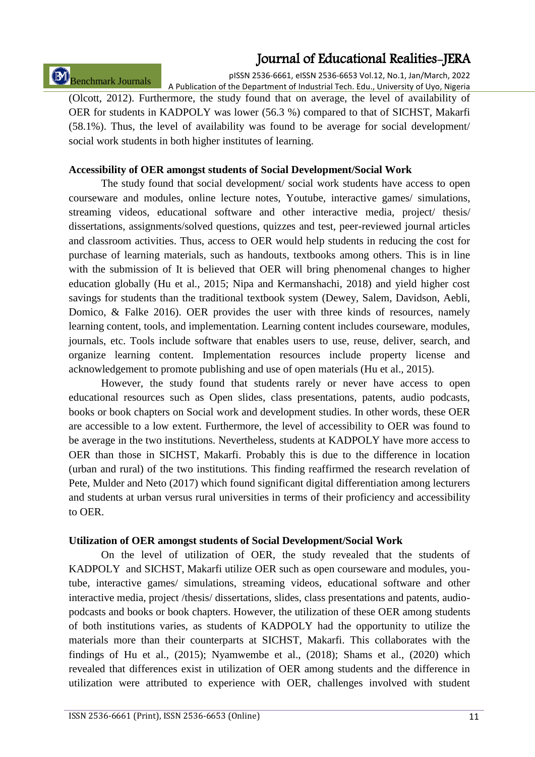(Olcott, 2012). Furthermore, the study found that on average, the level of availability of OER for students in KADPOLY was lower (56.3 %) compared to that of SICHST, Makarfi (58.1%). Thus, the level of availability was found to be average for social development/ social work students in both higher institutes of learning.

**Accessibility of OER amongst students of Social Development/Social Work**

The study found that social development/ social work students have access to open courseware and modules, online lecture notes, Youtube, interactive games/ simulations, streaming videos, educational software and other interactive media, project/ thesis/ dissertations, assignments/solved questions, quizzes and test, peer-reviewed journal articles and classroom activities. Thus, access to OER would help students in reducing the cost for purchase of learning materials, such as handouts, textbooks among others. This is in line with the submission of It is believed that OER will bring phenomenal changes to higher education globally (Hu et al., 2015; Nipa and Kermanshachi, 2018) and yield higher cost savings for students than the traditional textbook system (Dewey, Salem, Davidson, Aebli, Domico, & Falke 2016). OER provides the user with three kinds of resources, namely learning content, tools, and implementation. Learning content includes courseware, modules, journals, etc. Tools include software that enables users to use, reuse, deliver, search, and organize learning content. Implementation resources include property license and acknowledgement to promote publishing and use of open materials (Hu et al., 2015).

However, the study found that students rarely or never have access to open educational resources such as Open slides, class presentations, patents, audio podcasts, books or book chapters on Social work and development studies. In other words, these OER are accessible to a low extent. Furthermore, the level of accessibility to OER was found to be average in the two institutions. Nevertheless, students at KADPOLY have more access to OER than those in SICHST, Makarfi. Probably this is due to the difference in location (urban and rural) of the two institutions. This finding reaffirmed the research revelation of Pete, Mulder and Neto (2017) which found significant digital differentiation among lecturers and students at urban versus rural universities in terms of their proficiency and accessibility to OER.

**Utilization of OER amongst students of Social Development/Social Work**

On the level of utilization of OER, the study revealed that the students of KADPOLY and SICHST, Makarfi utilize OER such as open courseware and modules, you-tube, interactive games/ simulations, streaming videos, educational software and other interactive media, project /thesis/ dissertations, slides, class presentations and patents, audio-podcasts and books or book chapters. However, the utilization of these OER among students of both institutions varies, as students of KADPOLY had the opportunity to utilize the materials more than their counterparts at SICHST, Makarfi. This collaborates with the findings of Hu et al., (2015); Nyamwembe et al., (2018); Shams et al., (2020) which revealed that differences exist in utilization of OER among students and the difference in utilization were attributed to experience with OER, challenges involved with student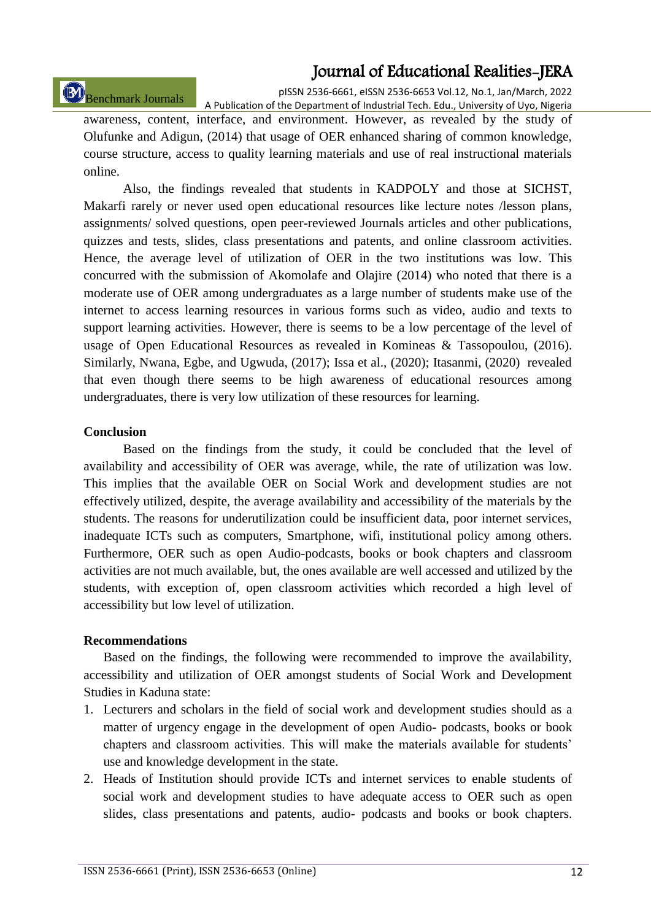awareness, content, interface, and environment. However, as revealed by the study of Olufunke and Adigun, (2014) that usage of OER enhanced sharing of common knowledge, course structure, access to quality learning materials and use of real instructional materials online.

Also, the findings revealed that students in KADPOLY and those at SICHST, Makarfi rarely or never used open educational resources like lecture notes /lesson plans, assignments/ solved questions, open peer-reviewed Journals articles and other publications, quizzes and tests, slides, class presentations and patents, and online classroom activities. Hence, the average level of utilization of OER in the two institutions was low. This concurred with the submission of Akomolafe and Olajire (2014) who noted that there is a moderate use of OER among undergraduates as a large number of students make use of the internet to access learning resources in various forms such as video, audio and texts to support learning activities. However, there is seems to be a low percentage of the level of usage of Open Educational Resources as revealed in Komineas & Tassopoulou, (2016). Similarly, Nwana, Egbe, and Ugwuda, (2017); Issa et al., (2020); Itasanmi, (2020) revealed that even though there seems to be high awareness of educational resources among undergraduates, there is very low utilization of these resources for learning.

**Conclusion**

Based on the findings from the study, it could be concluded that the level of availability and accessibility of OER was average, while, the rate of utilization was low. This implies that the available OER on Social Work and development studies are not effectively utilized, despite, the average availability and accessibility of the materials by the students. The reasons for underutilization could be insufficient data, poor internet services, inadequate ICTs such as computers, Smartphone, wifi, institutional policy among others. Furthermore, OER such as open Audio-podcasts, books or book chapters and classroom activities are not much available, but, the ones available are well accessed and utilized by the students, with exception of, open classroom activities which recorded a high level of accessibility but low level of utilization.

**Recommendations**

Based on the findings, the following were recommended to improve the availability, accessibility and utilization of OER amongst students of Social Work and Development Studies in Kaduna state:

1. Lecturers and scholars in the field of social work and development studies should as a matter of urgency engage in the development of open Audio- podcasts, books or book chapters and classroom activities. This will make the materials available for students' use and knowledge development in the state.
2. Heads of Institution should provide ICTs and internet services to enable students of social work and development studies to have adequate access to OER such as open slides, class presentations and patents, audio- podcasts and books or book chapters.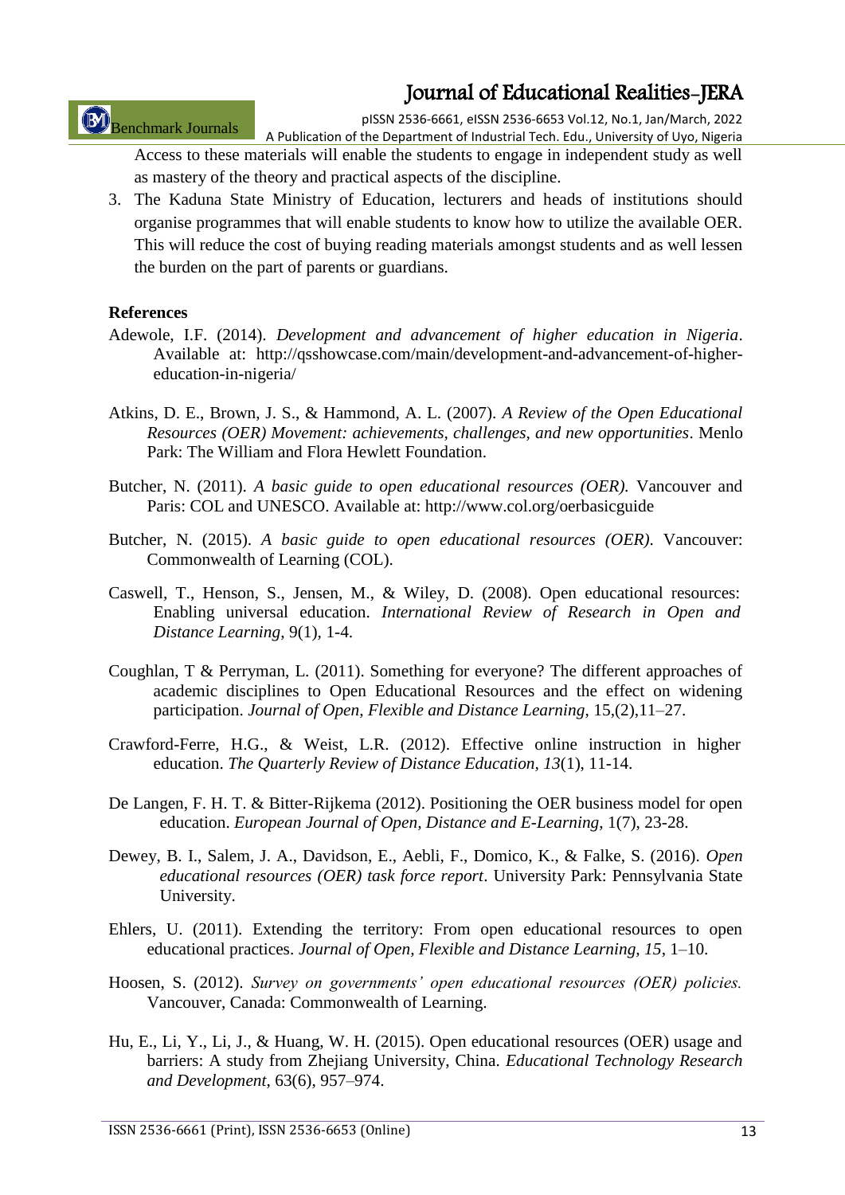Access to these materials will enable the students to engage in independent study as well as mastery of the theory and practical aspects of the discipline.

3. The Kaduna State Ministry of Education, lecturers and heads of institutions should organise programmes that will enable students to know how to utilize the available OER. This will reduce the cost of buying reading materials amongst students and as well lessen the burden on the part of parents or guardians.

**References**

Adewole, I.F. (2014). *Development and advancement of higher education in Nigeria*. Available at: http://qsshowcase.com/main/development-and-advancement-of-higher-education-in-nigeria/

Atkins, D. E., Brown, J. S., & Hammond, A. L. (2007). *A Review of the Open Educational Resources (OER) Movement: achievements, challenges, and new opportunities*. Menlo Park: The William and Flora Hewlett Foundation.

Butcher, N. (2011). *A basic guide to open educational resources (OER).* Vancouver and Paris: COL and UNESCO. Available at: http://www.col.org/oerbasicguide

Butcher, N. (2015). *A basic guide to open educational resources (OER)*. Vancouver: Commonwealth of Learning (COL).

Caswell, T., Henson, S., Jensen, M., & Wiley, D. (2008). Open educational resources: Enabling universal education. *International Review of Research in Open and Distance Learning*, 9(1), 1-4.

Coughlan, T & Perryman, L. (2011). Something for everyone? The different approaches of academic disciplines to Open Educational Resources and the effect on widening participation. *Journal of Open, Flexible and Distance Learning*, 15,(2),11–27.

Crawford-Ferre, H.G., & Weist, L.R. (2012). Effective online instruction in higher education. *The Quarterly Review of Distance Education, 13*(1), 11-14.

De Langen, F. H. T. & Bitter-Rijkema (2012). Positioning the OER business model for open education. *European Journal of Open, Distance and E-Learning*, 1(7), 23-28.

Dewey, B. I., Salem, J. A., Davidson, E., Aebli, F., Domico, K., & Falke, S. (2016). *Open educational resources (OER) task force report*. University Park: Pennsylvania State University.

Ehlers, U. (2011). Extending the territory: From open educational resources to open educational practices. *Journal of Open, Flexible and Distance Learning, 15*, 1–10.

Hoosen, S. (2012). *Survey on governments' open educational resources (OER) policies.* Vancouver, Canada: Commonwealth of Learning.

Hu, E., Li, Y., Li, J., & Huang, W. H. (2015). Open educational resources (OER) usage and barriers: A study from Zhejiang University, China. *Educational Technology Research and Development*, 63(6), 957–974.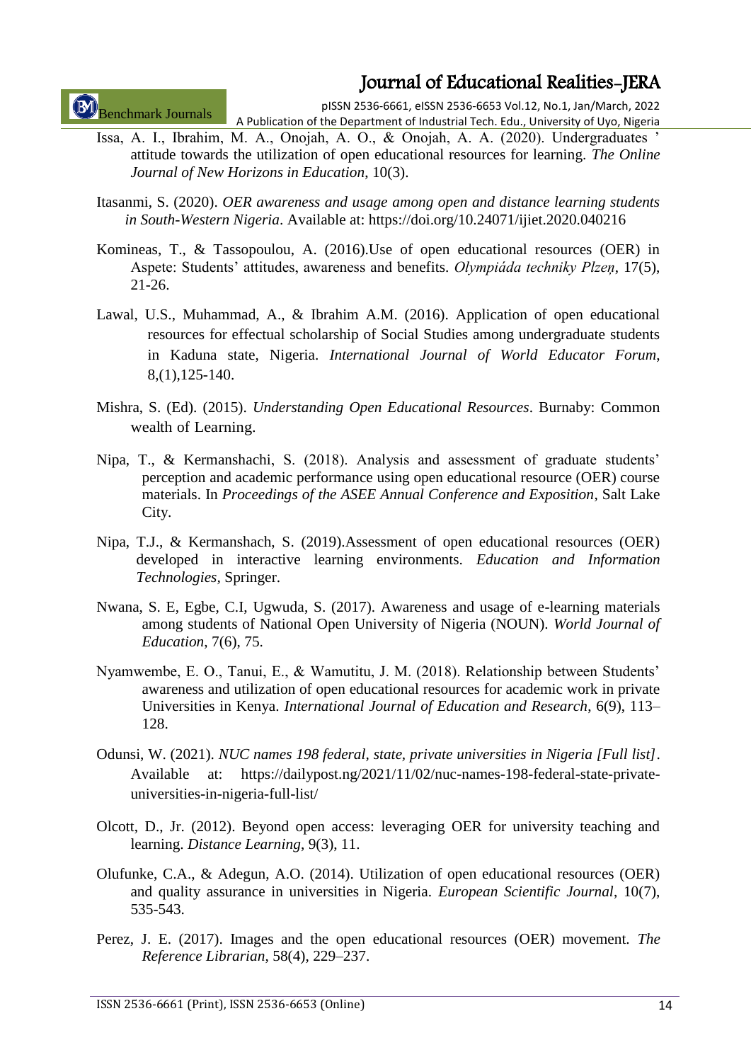Issa, A. I., Ibrahim, M. A., Onojah, A. O., & Onojah, A. A. (2020). Undergraduates ' attitude towards the utilization of open educational resources for learning. *The Online Journal of New Horizons in Education*, 10(3).

Itasanmi, S. (2020). *OER awareness and usage among open and distance learning students in South-Western Nigeria*. Available at: https://doi.org/10.24071/ijiet.2020.040216

Komineas, T., & Tassopoulou, A. (2016).Use of open educational resources (OER) in Aspete: Students' attitudes, awareness and benefits. *Olympiáda techniky Plzeņ*, 17(5), 21-26.

Lawal, U.S., Muhammad, A., & Ibrahim A.M. (2016). Application of open educational resources for effectual scholarship of Social Studies among undergraduate students in Kaduna state, Nigeria. *International Journal of World Educator Forum*, 8,(1),125-140.

Mishra, S. (Ed). (2015). *Understanding Open Educational Resources*. Burnaby: Common wealth of Learning.

Nipa, T., & Kermanshachi, S. (2018). Analysis and assessment of graduate students' perception and academic performance using open educational resource (OER) course materials. In *Proceedings of the ASEE Annual Conference and Exposition*, Salt Lake City.

Nipa, T.J., & Kermanshach, S. (2019).Assessment of open educational resources (OER) developed in interactive learning environments. *Education and Information Technologies*, Springer.

Nwana, S. E, Egbe, C.I, Ugwuda, S. (2017). Awareness and usage of e-learning materials among students of National Open University of Nigeria (NOUN). *World Journal of Education*, 7(6), 75.

Nyamwembe, E. O., Tanui, E., & Wamutitu, J. M. (2018). Relationship between Students' awareness and utilization of open educational resources for academic work in private Universities in Kenya. *International Journal of Education and Research*, 6(9), 113–128.

Odunsi, W. (2021). *NUC names 198 federal, state, private universities in Nigeria [Full list]*. Available at: https://dailypost.ng/2021/11/02/nuc-names-198-federal-state-private-universities-in-nigeria-full-list/

Olcott, D., Jr. (2012). Beyond open access: leveraging OER for university teaching and learning. *Distance Learning*, 9(3), 11.

Olufunke, C.A., & Adegun, A.O. (2014). Utilization of open educational resources (OER) and quality assurance in universities in Nigeria. *European Scientific Journal*, 10(7), 535-543.

Perez, J. E. (2017). Images and the open educational resources (OER) movement. *The Reference Librarian*, 58(4), 229–237.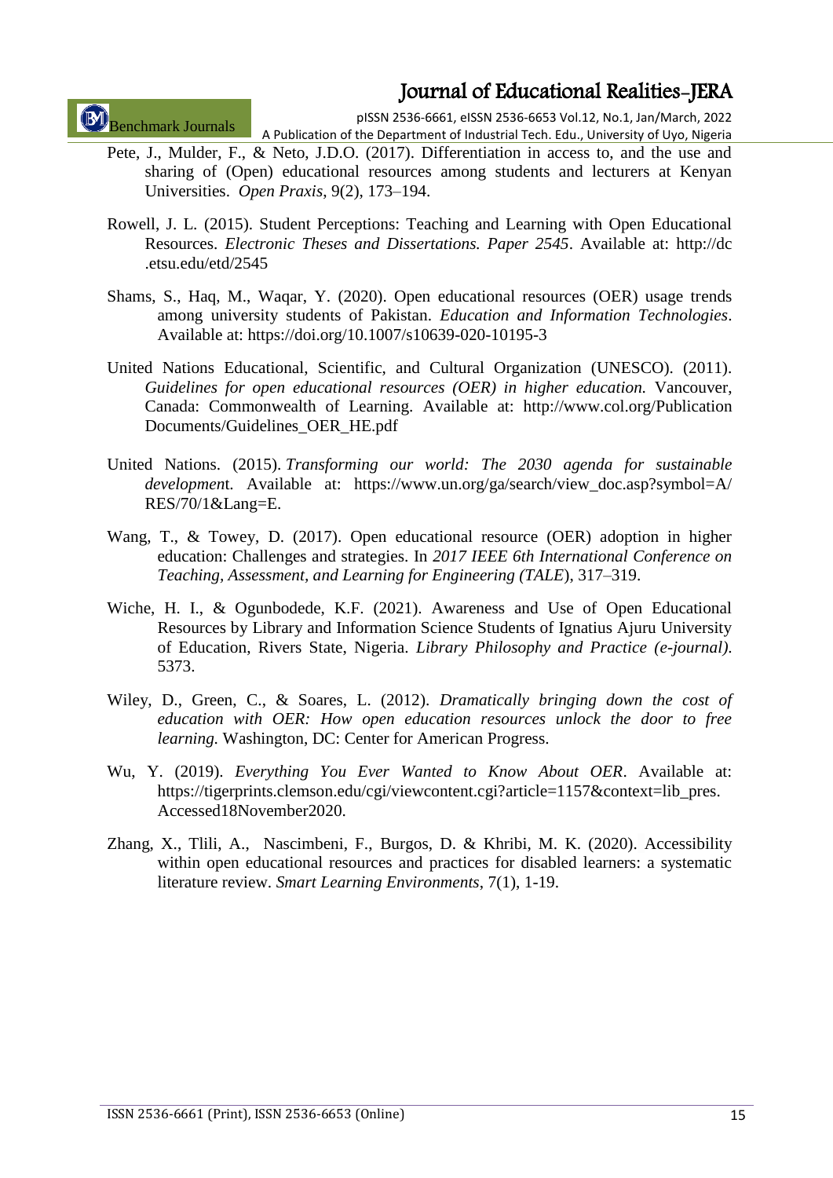Pete, J., Mulder, F., & Neto, J.D.O. (2017). Differentiation in access to, and the use and sharing of (Open) educational resources among students and lecturers at Kenyan Universities. *Open Praxis*, 9(2), 173–194.

Rowell, J. L. (2015). Student Perceptions: Teaching and Learning with Open Educational Resources. *Electronic Theses and Dissertations. Paper 2545*. Available at: http://dc .etsu.edu/etd/2545

Shams, S., Haq, M., Waqar, Y. (2020). Open educational resources (OER) usage trends among university students of Pakistan. *Education and Information Technologies*. Available at: https://doi.org/10.1007/s10639-020-10195-3

United Nations Educational, Scientific, and Cultural Organization (UNESCO). (2011). *Guidelines for open educational resources (OER) in higher education.* Vancouver, Canada: Commonwealth of Learning. Available at: http://www.col.org/Publication Documents/Guidelines_OER_HE.pdf

United Nations. (2015). *Transforming our world: The 2030 agenda for sustainable developmen*t. Available at: https://www.un.org/ga/search/view_doc.asp?symbol=A/ RES/70/1&Lang=E.

Wang, T., & Towey, D. (2017). Open educational resource (OER) adoption in higher education: Challenges and strategies. In *2017 IEEE 6th International Conference on Teaching, Assessment, and Learning for Engineering (TALE*), 317–319.

Wiche, H. I., & Ogunbodede, K.F. (2021). Awareness and Use of Open Educational Resources by Library and Information Science Students of Ignatius Ajuru University of Education, Rivers State, Nigeria. *Library Philosophy and Practice (e-journal)*. 5373.

Wiley, D., Green, C., & Soares, L. (2012). *Dramatically bringing down the cost of education with OER: How open education resources unlock the door to free learning.* Washington, DC: Center for American Progress.

Wu, Y. (2019). *Everything You Ever Wanted to Know About OER*. Available at: https://tigerprints.clemson.edu/cgi/viewcontent.cgi?article=1157&context=lib_pres. Accessed18November2020.

Zhang, X., Tlili, A., Nascimbeni, F., Burgos, D. & Khribi, M. K. (2020). Accessibility within open educational resources and practices for disabled learners: a systematic literature review. *Smart Learning Environments*, 7(1), 1-19.